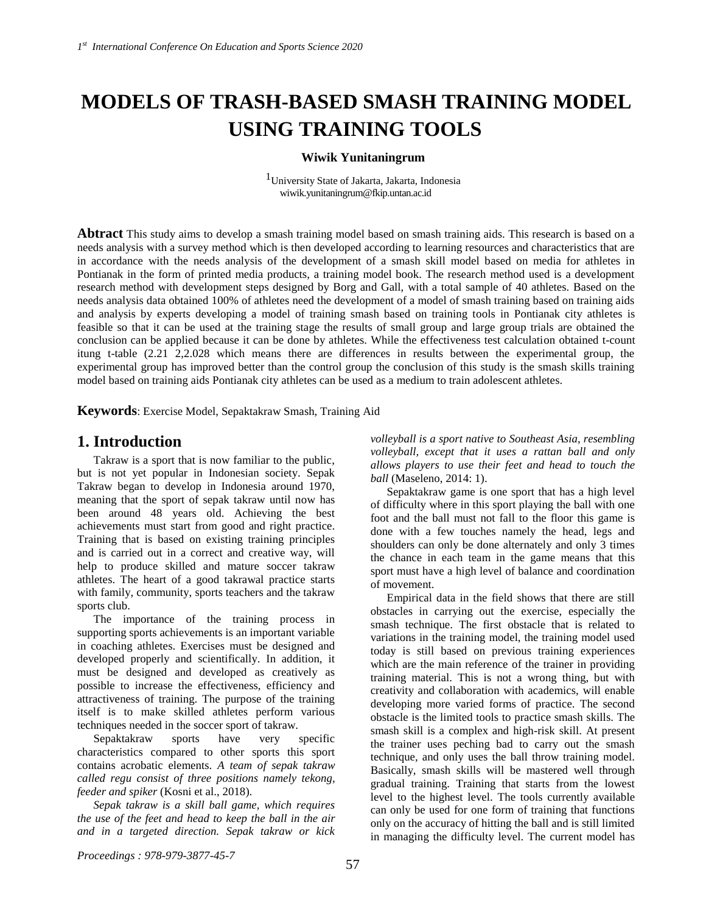# MODELS OF TRASH-BASED SMASH TRAINING MODEL USING TRAINING TOOLS

**Wiwik Yunitaningrum**

[1]University State of Jakarta, Jakarta, Indonesia
wiwik.yunitaningrum@fkip.untan.ac.id

**Abtract** This study aims to develop a smash training model based on smash training aids. This research is based on a needs analysis with a survey method which is then developed according to learning resources and characteristics that are in accordance with the needs analysis of the development of a smash skill model based on media for athletes in Pontianak in the form of printed media products, a training model book. The research method used is a development research method with development steps designed by Borg and Gall, with a total sample of 40 athletes. Based on the needs analysis data obtained 100% of athletes need the development of a model of smash training based on training aids and analysis by experts developing a model of training smash based on training tools in Pontianak city athletes is feasible so that it can be used at the training stage the results of small group and large group trials are obtained the conclusion can be applied because it can be done by athletes. While the effectiveness test calculation obtained t-count itung t-table (2.21 2,2.028 which means there are differences in results between the experimental group, the experimental group has improved better than the control group the conclusion of this study is the smash skills training model based on training aids Pontianak city athletes can be used as a medium to train adolescent athletes.

**Keywords**: Exercise Model, Sepaktakraw Smash, Training Aid

## 1. Introduction

Takraw is a sport that is now familiar to the public, but is not yet popular in Indonesian society. Sepak Takraw began to develop in Indonesia around 1970, meaning that the sport of sepak takraw until now has been around 48 years old. Achieving the best achievements must start from good and right practice. Training that is based on existing training principles and is carried out in a correct and creative way, will help to produce skilled and mature soccer takraw athletes. The heart of a good takrawal practice starts with family, community, sports teachers and the takraw sports club.

The importance of the training process in supporting sports achievements is an important variable in coaching athletes. Exercises must be designed and developed properly and scientifically. In addition, it must be designed and developed as creatively as possible to increase the effectiveness, efficiency and attractiveness of training. The purpose of the training itself is to make skilled athletes perform various techniques needed in the soccer sport of takraw.

Sepaktakraw sports have very specific characteristics compared to other sports this sport contains acrobatic elements. *A team of sepak takraw called regu consist of three positions namely tekong, feeder and spiker* (Kosni et al., 2018).

*Sepak takraw is a skill ball game, which requires the use of the feet and head to keep the ball in the air and in a targeted direction. Sepak takraw or kick volleyball is a sport native to Southeast Asia, resembling volleyball, except that it uses a rattan ball and only allows players to use their feet and head to touch the ball* (Maseleno, 2014: 1).

Sepaktakraw game is one sport that has a high level of difficulty where in this sport playing the ball with one foot and the ball must not fall to the floor this game is done with a few touches namely the head, legs and shoulders can only be done alternately and only 3 times the chance in each team in the game means that this sport must have a high level of balance and coordination of movement.

Empirical data in the field shows that there are still obstacles in carrying out the exercise, especially the smash technique. The first obstacle that is related to variations in the training model, the training model used today is still based on previous training experiences which are the main reference of the trainer in providing training material. This is not a wrong thing, but with creativity and collaboration with academics, will enable developing more varied forms of practice. The second obstacle is the limited tools to practice smash skills. The smash skill is a complex and high-risk skill. At present the trainer uses peching bad to carry out the smash technique, and only uses the ball throw training model. Basically, smash skills will be mastered well through gradual training. Training that starts from the lowest level to the highest level. The tools currently available can only be used for one form of training that functions only on the accuracy of hitting the ball and is still limited in managing the difficulty level. The current model has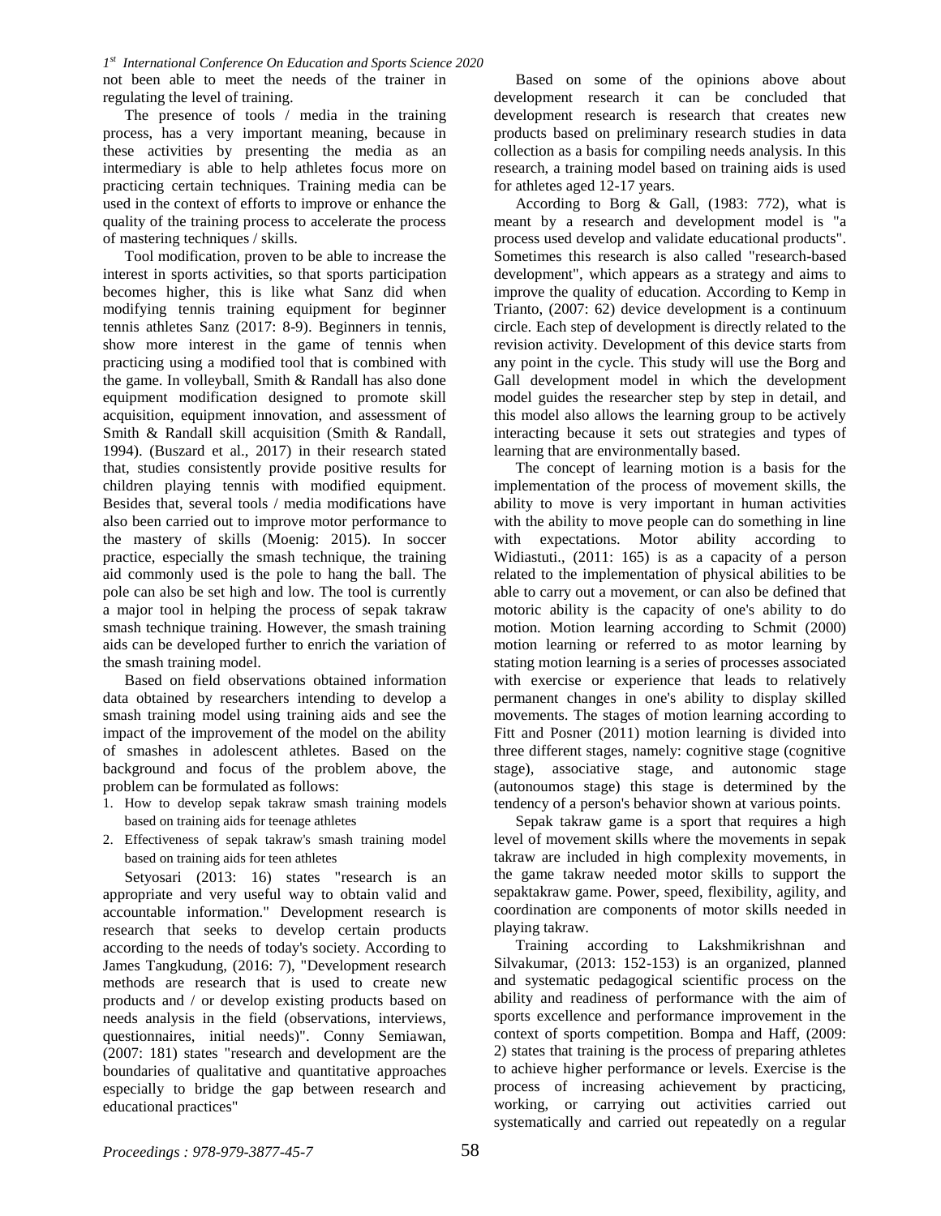not been able to meet the needs of the trainer in regulating the level of training.

The presence of tools / media in the training process, has a very important meaning, because in these activities by presenting the media as an intermediary is able to help athletes focus more on practicing certain techniques. Training media can be used in the context of efforts to improve or enhance the quality of the training process to accelerate the process of mastering techniques / skills.

Tool modification, proven to be able to increase the interest in sports activities, so that sports participation becomes higher, this is like what Sanz did when modifying tennis training equipment for beginner tennis athletes Sanz (2017: 8-9). Beginners in tennis, show more interest in the game of tennis when practicing using a modified tool that is combined with the game. In volleyball, Smith & Randall has also done equipment modification designed to promote skill acquisition, equipment innovation, and assessment of Smith & Randall skill acquisition (Smith & Randall, 1994). (Buszard et al., 2017) in their research stated that, studies consistently provide positive results for children playing tennis with modified equipment. Besides that, several tools / media modifications have also been carried out to improve motor performance to the mastery of skills (Moenig: 2015). In soccer practice, especially the smash technique, the training aid commonly used is the pole to hang the ball. The pole can also be set high and low. The tool is currently a major tool in helping the process of sepak takraw smash technique training. However, the smash training aids can be developed further to enrich the variation of the smash training model.

Based on field observations obtained information data obtained by researchers intending to develop a smash training model using training aids and see the impact of the improvement of the model on the ability of smashes in adolescent athletes. Based on the background and focus of the problem above, the problem can be formulated as follows:

1. How to develop sepak takraw smash training models based on training aids for teenage athletes
2. Effectiveness of sepak takraw's smash training model based on training aids for teen athletes

Setyosari (2013: 16) states "research is an appropriate and very useful way to obtain valid and accountable information." Development research is research that seeks to develop certain products according to the needs of today's society. According to James Tangkudung, (2016: 7), "Development research methods are research that is used to create new products and / or develop existing products based on needs analysis in the field (observations, interviews, questionnaires, initial needs)". Conny Semiawan, (2007: 181) states "research and development are the boundaries of qualitative and quantitative approaches especially to bridge the gap between research and educational practices"

Based on some of the opinions above about development research it can be concluded that development research is research that creates new products based on preliminary research studies in data collection as a basis for compiling needs analysis. In this research, a training model based on training aids is used for athletes aged 12-17 years.

According to Borg & Gall, (1983: 772), what is meant by a research and development model is "a process used develop and validate educational products". Sometimes this research is also called "research-based development", which appears as a strategy and aims to improve the quality of education. According to Kemp in Trianto, (2007: 62) device development is a continuum circle. Each step of development is directly related to the revision activity. Development of this device starts from any point in the cycle. This study will use the Borg and Gall development model in which the development model guides the researcher step by step in detail, and this model also allows the learning group to be actively interacting because it sets out strategies and types of learning that are environmentally based.

The concept of learning motion is a basis for the implementation of the process of movement skills, the ability to move is very important in human activities with the ability to move people can do something in line with expectations. Motor ability according to Widiastuti., (2011: 165) is as a capacity of a person related to the implementation of physical abilities to be able to carry out a movement, or can also be defined that motoric ability is the capacity of one's ability to do motion. Motion learning according to Schmit (2000) motion learning or referred to as motor learning by stating motion learning is a series of processes associated with exercise or experience that leads to relatively permanent changes in one's ability to display skilled movements. The stages of motion learning according to Fitt and Posner (2011) motion learning is divided into three different stages, namely: cognitive stage (cognitive stage), associative stage, and autonomic stage (autonoumos stage) this stage is determined by the tendency of a person's behavior shown at various points.

Sepak takraw game is a sport that requires a high level of movement skills where the movements in sepak takraw are included in high complexity movements, in the game takraw needed motor skills to support the sepaktakraw game. Power, speed, flexibility, agility, and coordination are components of motor skills needed in playing takraw.

Training according to Lakshmikrishnan and Silvakumar, (2013: 152-153) is an organized, planned and systematic pedagogical scientific process on the ability and readiness of performance with the aim of sports excellence and performance improvement in the context of sports competition. Bompa and Haff, (2009: 2) states that training is the process of preparing athletes to achieve higher performance or levels. Exercise is the process of increasing achievement by practicing, working, or carrying out activities carried out systematically and carried out repeatedly on a regular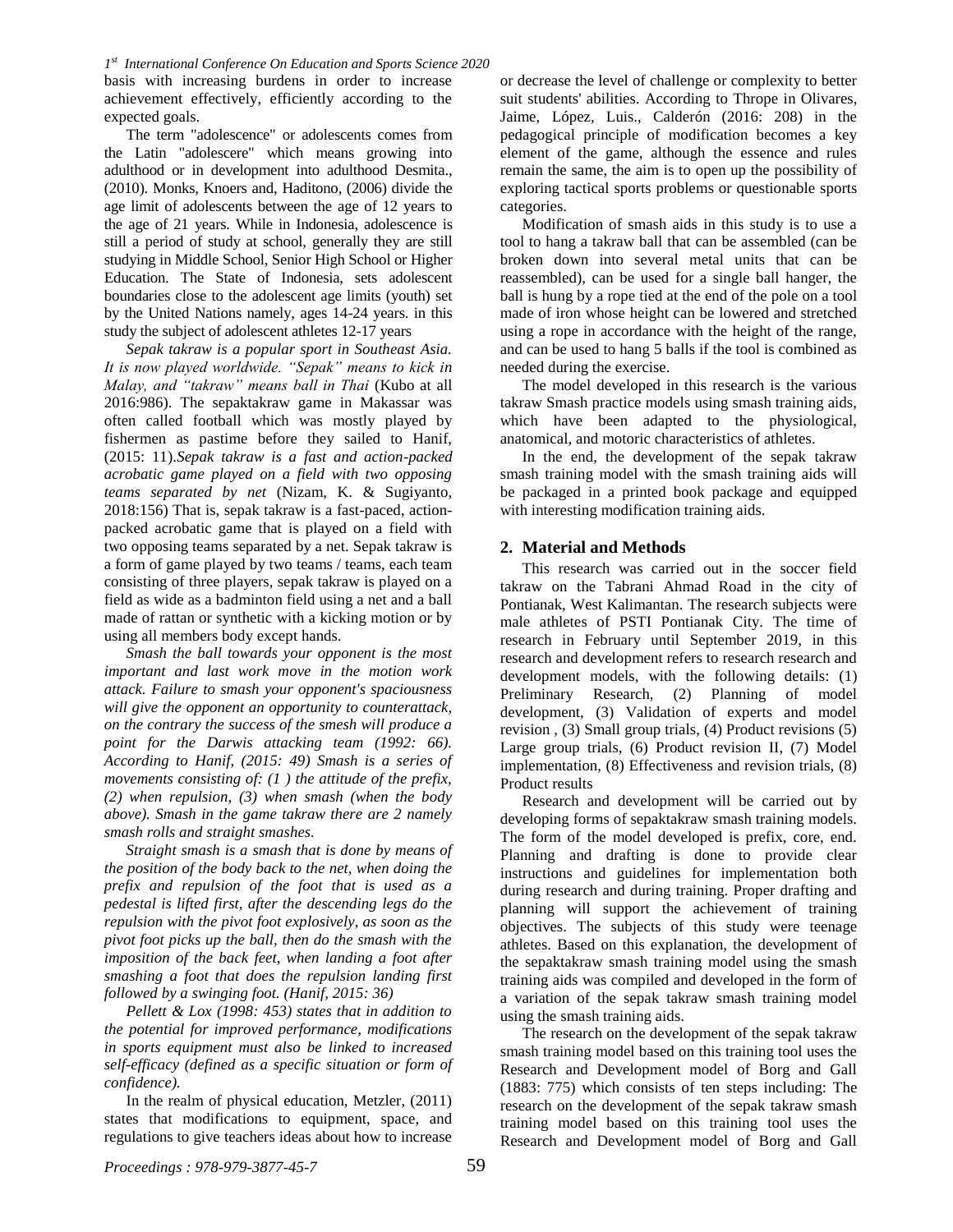basis with increasing burdens in order to increase achievement effectively, efficiently according to the expected goals.

The term "adolescence" or adolescents comes from the Latin "adolescere" which means growing into adulthood or in development into adulthood Desmita., (2010). Monks, Knoers and, Haditono, (2006) divide the age limit of adolescents between the age of 12 years to the age of 21 years. While in Indonesia, adolescence is still a period of study at school, generally they are still studying in Middle School, Senior High School or Higher Education. The State of Indonesia, sets adolescent boundaries close to the adolescent age limits (youth) set by the United Nations namely, ages 14-24 years. in this study the subject of adolescent athletes 12-17 years

*Sepak takraw is a popular sport in Southeast Asia. It is now played worldwide. "Sepak" means to kick in Malay, and "takraw" means ball in Thai* (Kubo at all 2016:986). The sepaktakraw game in Makassar was often called football which was mostly played by fishermen as pastime before they sailed to Hanif, (2015: 11).*Sepak takraw is a fast and action-packed acrobatic game played on a field with two opposing teams separated by net* (Nizam, K. & Sugiyanto, 2018:156) That is, sepak takraw is a fast-paced, action-packed acrobatic game that is played on a field with two opposing teams separated by a net. Sepak takraw is a form of game played by two teams / teams, each team consisting of three players, sepak takraw is played on a field as wide as a badminton field using a net and a ball made of rattan or synthetic with a kicking motion or by using all members body except hands.

*Smash the ball towards your opponent is the most important and last work move in the motion work attack. Failure to smash your opponent's spaciousness will give the opponent an opportunity to counterattack, on the contrary the success of the smesh will produce a point for the Darwis attacking team (1992: 66). According to Hanif, (2015: 49) Smash is a series of movements consisting of: (1 ) the attitude of the prefix, (2) when repulsion, (3) when smash (when the body above). Smash in the game takraw there are 2 namely smash rolls and straight smashes.*

*Straight smash is a smash that is done by means of the position of the body back to the net, when doing the prefix and repulsion of the foot that is used as a pedestal is lifted first, after the descending legs do the repulsion with the pivot foot explosively, as soon as the pivot foot picks up the ball, then do the smash with the imposition of the back feet, when landing a foot after smashing a foot that does the repulsion landing first followed by a swinging foot. (Hanif, 2015: 36)*

*Pellett & Lox (1998: 453) states that in addition to the potential for improved performance, modifications in sports equipment must also be linked to increased self-efficacy (defined as a specific situation or form of confidence).*

In the realm of physical education, Metzler, (2011) states that modifications to equipment, space, and regulations to give teachers ideas about how to increase or decrease the level of challenge or complexity to better suit students' abilities. According to Thrope in Olivares, Jaime, López, Luis., Calderón (2016: 208) in the pedagogical principle of modification becomes a key element of the game, although the essence and rules remain the same, the aim is to open up the possibility of exploring tactical sports problems or questionable sports categories.

Modification of smash aids in this study is to use a tool to hang a takraw ball that can be assembled (can be broken down into several metal units that can be reassembled), can be used for a single ball hanger, the ball is hung by a rope tied at the end of the pole on a tool made of iron whose height can be lowered and stretched using a rope in accordance with the height of the range, and can be used to hang 5 balls if the tool is combined as needed during the exercise.

The model developed in this research is the various takraw Smash practice models using smash training aids, which have been adapted to the physiological, anatomical, and motoric characteristics of athletes.

In the end, the development of the sepak takraw smash training model with the smash training aids will be packaged in a printed book package and equipped with interesting modification training aids.

## 2. Material and Methods

This research was carried out in the soccer field takraw on the Tabrani Ahmad Road in the city of Pontianak, West Kalimantan. The research subjects were male athletes of PSTI Pontianak City. The time of research in February until September 2019, in this research and development refers to research research and development models, with the following details: (1) Preliminary Research, (2) Planning of model development, (3) Validation of experts and model revision , (3) Small group trials, (4) Product revisions (5) Large group trials, (6) Product revision II, (7) Model implementation, (8) Effectiveness and revision trials, (8) Product results

Research and development will be carried out by developing forms of sepaktakraw smash training models. The form of the model developed is prefix, core, end. Planning and drafting is done to provide clear instructions and guidelines for implementation both during research and during training. Proper drafting and planning will support the achievement of training objectives. The subjects of this study were teenage athletes. Based on this explanation, the development of the sepaktakraw smash training model using the smash training aids was compiled and developed in the form of a variation of the sepak takraw smash training model using the smash training aids.

The research on the development of the sepak takraw smash training model based on this training tool uses the Research and Development model of Borg and Gall (1883: 775) which consists of ten steps including: The research on the development of the sepak takraw smash training model based on this training tool uses the Research and Development model of Borg and Gall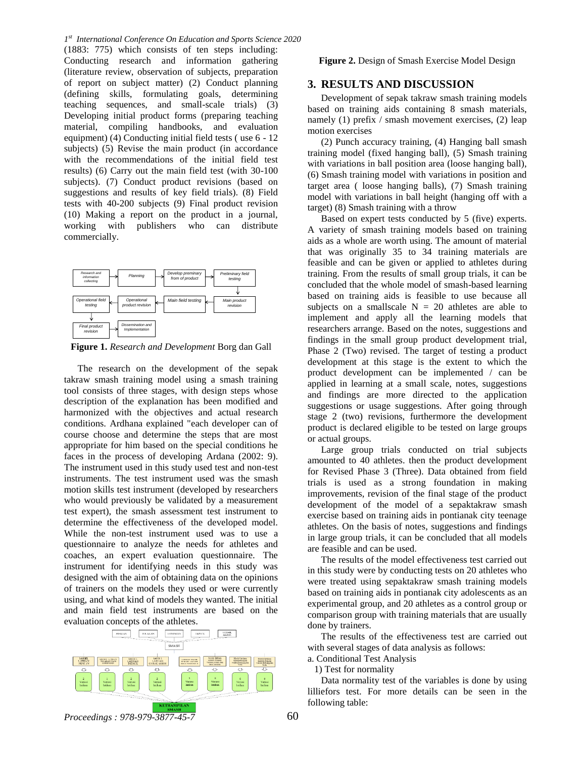(1883: 775) which consists of ten steps including: Conducting research and information gathering (literature review, observation of subjects, preparation of report on subject matter) (2) Conduct planning (defining skills, formulating goals, determining teaching sequences, and small-scale trials) (3) Developing initial product forms (preparing teaching material, compiling handbooks, and evaluation equipment) (4) Conducting initial field tests ( use 6 - 12 subjects) (5) Revise the main product (in accordance with the recommendations of the initial field test results) (6) Carry out the main field test (with 30-100 subjects). (7) Conduct product revisions (based on suggestions and results of key field trials). (8) Field tests with 40-200 subjects (9) Final product revision (10) Making a report on the product in a journal, working with publishers who can distribute commercially.

Research and information collecting → Planning → Develop preminary from of product → Preliminary field testing → Main product revision → Main field testing → Operational product revision → Operational field testing → Final product revision → Dissemination and implementation

**Figure 1.** *Research and Development* Borg dan Gall

The research on the development of the sepak takraw smash training model using a smash training tool consists of three stages, with design steps whose description of the explanation has been modified and harmonized with the objectives and actual research conditions. Ardhana explained "each developer can of course choose and determine the steps that are most appropriate for him based on the special conditions he faces in the process of developing Ardana (2002: 9). The instrument used in this study used test and non-test instruments. The test instrument used was the smash motion skills test instrument (developed by researchers who would previously be validated by a measurement test expert), the smash assessment test instrument to determine the effectiveness of the developed model. While the non-test instrument used was to use a questionnaire to analyze the needs for athletes and coaches, an expert evaluation questionnaire. The instrument for identifying needs in this study was designed with the aim of obtaining data on the opinions of trainers on the models they used or were currently using, and what kind of models they wanted. The initial and main field test instruments are based on the evaluation concepts of the athletes.

**Figure 2.** Design of Smash Exercise Model Design

## 3. RESULTS AND DISCUSSION

Development of sepak takraw smash training models based on training aids containing 8 smash materials, namely (1) prefix / smash movement exercises, (2) leap motion exercises

(2) Punch accuracy training, (4) Hanging ball smash training model (fixed hanging ball), (5) Smash training with variations in ball position area (loose hanging ball), (6) Smash training model with variations in position and target area ( loose hanging balls), (7) Smash training model with variations in ball height (hanging off with a target) (8) Smash training with a throw

Based on expert tests conducted by 5 (five) experts. A variety of smash training models based on training aids as a whole are worth using. The amount of material that was originally 35 to 34 training materials are feasible and can be given or applied to athletes during training. From the results of small group trials, it can be concluded that the whole model of smash-based learning based on training aids is feasible to use because all subjects on a smallscale N = 20 athletes are able to implement and apply all the learning models that researchers arrange. Based on the notes, suggestions and findings in the small group product development trial, Phase 2 (Two) revised. The target of testing a product development at this stage is the extent to which the product development can be implemented / can be applied in learning at a small scale, notes, suggestions and findings are more directed to the application suggestions or usage suggestions. After going through stage 2 (two) revisions, furthermore the development product is declared eligible to be tested on large groups or actual groups.

Large group trials conducted on trial subjects amounted to 40 athletes. then the product development for Revised Phase 3 (Three). Data obtained from field trials is used as a strong foundation in making improvements, revision of the final stage of the product development of the model of a sepaktakraw smash exercise based on training aids in pontianak city teenage athletes. On the basis of notes, suggestions and findings in large group trials, it can be concluded that all models are feasible and can be used.

The results of the model effectiveness test carried out in this study were by conducting tests on 20 athletes who were treated using sepaktakraw smash training models based on training aids in pontianak city adolescents as an experimental group, and 20 athletes as a control group or comparison group with training materials that are usually done by trainers.

The results of the effectiveness test are carried out with several stages of data analysis as follows:

a. Conditional Test Analysis

1) Test for normality

Data normality test of the variables is done by using lilliefors test. For more details can be seen in the following table: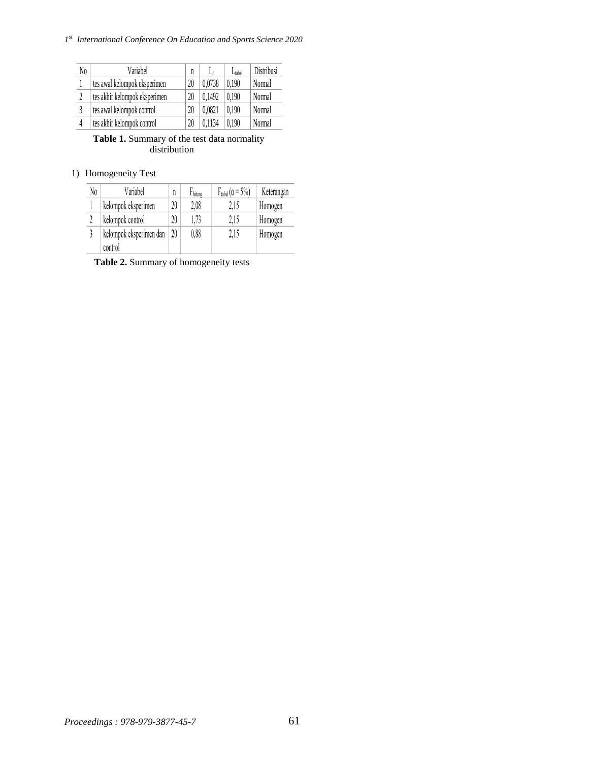| No | Variabel | n | $L_o$ | $L_{tabel}$ | Distribusi |
|---|---|---|---|---|---|
| 1 | tes awal kelompok eksperimen | 20 | 0,0738 | 0,190 | Normal |
| 2 | tes akhir kelompok eksperimen | 20 | 0,1492 | 0,190 | Normal |
| 3 | tes awal kelompok control | 20 | 0,0821 | 0,190 | Normal |
| 4 | tes akhir kelompok control | 20 | 0,1134 | 0,190 | Normal |

**Table 1.** Summary of the test data normality distribution

1) Homogeneity Test

| No | Variabel | n | $F_{hitung}$ | $F_{tabel}$ ($\alpha = 5\%$) | Keterangan |
|---|---|---|---|---|---|
| 1 | kelompok eksperimen | 20 | 2,08 | 2,15 | Homogen |
| 2 | kelompok control | 20 | 1,73 | 2,15 | Homogen |
| 3 | kelompok eksperimen dan control | 20 | 0,88 | 2,15 | Homogen |

**Table 2.** Summary of homogeneity tests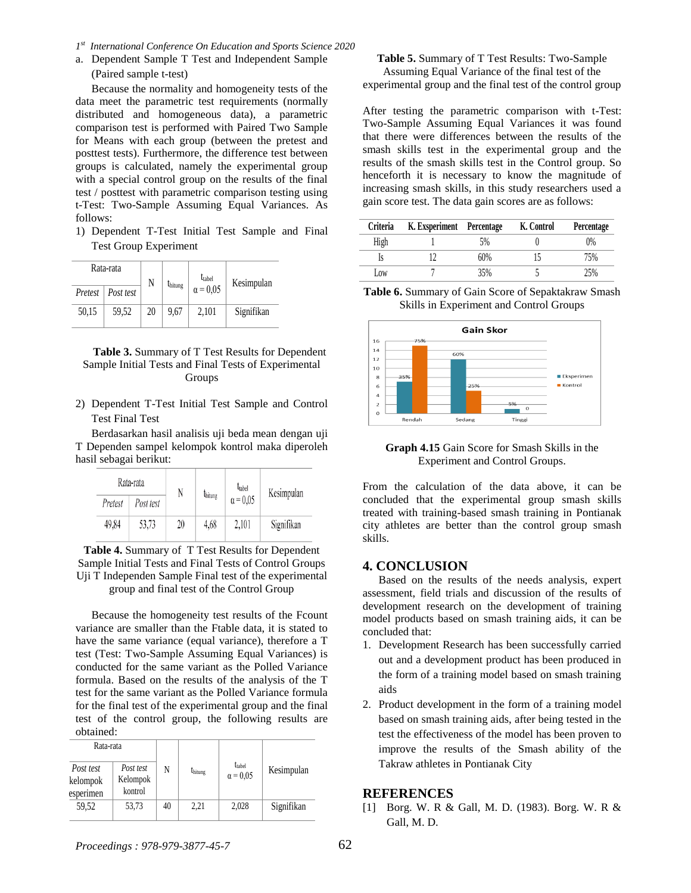a. Dependent Sample T Test and Independent Sample (Paired sample t-test)

Because the normality and homogeneity tests of the data meet the parametric test requirements (normally distributed and homogeneous data), a parametric comparison test is performed with Paired Two Sample for Means with each group (between the pretest and posttest tests). Furthermore, the difference test between groups is calculated, namely the experimental group with a special control group on the results of the final test / posttest with parametric comparison testing using t-Test: Two-Sample Assuming Equal Variances. As follows:

1) Dependent T-Test Initial Test Sample and Final Test Group Experiment

| Rata-rata | | N | $t_{hitung}$ | $t_{tabel}$ $\alpha = 0,05$ | Kesimpulan |
|---|---|---|---|---|---|
| *Pretest* | *Post test* | | | | |
| 50,15 | 59,52 | 20 | 9,67 | 2,101 | Signifikan |

**Table 3.** Summary of T Test Results for Dependent Sample Initial Tests and Final Tests of Experimental Groups

2) Dependent T-Test Initial Test Sample and Control Test Final Test

Berdasarkan hasil analisis uji beda mean dengan uji T Dependen sampel kelompok kontrol maka diperoleh hasil sebagai berikut:

| Rata-rata | | N | $t_{hitung}$ | $t_{tabel}$ $\alpha = 0,05$ | Kesimpulan |
|---|---|---|---|---|---|
| *Pretest* | *Post test* | | | | |
| 49,84 | 53,73 | 20 | 4,68 | 2,101 | Signifikan |

**Table 4.** Summary of T Test Results for Dependent Sample Initial Tests and Final Tests of Control Groups

Uji T Independen Sample Final test of the experimental group and final test of the Control Group

Because the homogeneity test results of the Fcount variance are smaller than the Ftable data, it is stated to have the same variance (equal variance), therefore a T test (Test: Two-Sample Assuming Equal Variances) is conducted for the same variant as the Polled Variance formula. Based on the results of the analysis of the T test for the same variant as the Polled Variance formula for the final test of the experimental group and the final test of the control group, the following results are obtained:

| Rata-rata | | N | $t_{hitung}$ | $t_{tabel}$ $\alpha = 0,05$ | Kesimpulan |
|---|---|---|---|---|---|
| *Post test kelompok esperimen* | *Post test* Kelompok kontrol | | | | |
| 59,52 | 53,73 | 40 | 2,21 | 2,028 | Signifikan |

**Table 5.** Summary of T Test Results: Two-Sample Assuming Equal Variance of the final test of the experimental group and the final test of the control group

After testing the parametric comparison with t-Test: Two-Sample Assuming Equal Variances it was found that there were differences between the results of the smash skills test in the experimental group and the results of the smash skills test in the Control group. So henceforth it is necessary to know the magnitude of increasing smash skills, in this study researchers used a gain score test. The data gain scores are as follows:

| Criteria | K. Exsperiment | Percentage | K. Control | Percentage |
|---|---|---|---|---|
| High | 1 | 5% | 0 | 0% |
| Is | 12 | 60% | 15 | 75% |
| Low | 7 | 35% | 5 | 25% |

**Table 6.** Summary of Gain Score of Sepaktakraw Smash Skills in Experiment and Control Groups

**Graph 4.15** Gain Score for Smash Skills in the Experiment and Control Groups.

From the calculation of the data above, it can be concluded that the experimental group smash skills treated with training-based smash training in Pontianak city athletes are better than the control group smash skills.

## 4. CONCLUSION

Based on the results of the needs analysis, expert assessment, field trials and discussion of the results of development research on the development of training model products based on smash training aids, it can be concluded that:

1. Development Research has been successfully carried out and a development product has been produced in the form of a training model based on smash training aids
2. Product development in the form of a training model based on smash training aids, after being tested in the test the effectiveness of the model has been proven to improve the results of the Smash ability of the Takraw athletes in Pontianak City

## REFERENCES

[1] Borg. W. R & Gall, M. D. (1983). Borg. W. R & Gall, M. D.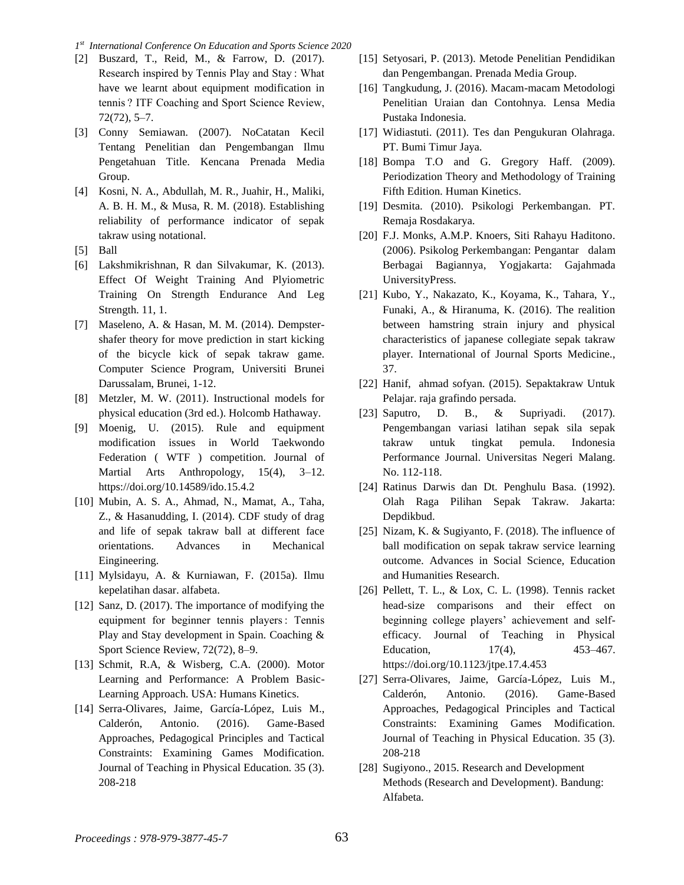[2] Buszard, T., Reid, M., & Farrow, D. (2017). Research inspired by Tennis Play and Stay : What have we learnt about equipment modification in tennis ? ITF Coaching and Sport Science Review, 72(72), 5–7.

[3] Conny Semiawan. (2007). NoCatatan Kecil Tentang Penelitian dan Pengembangan Ilmu Pengetahuan Title. Kencana Prenada Media Group.

[4] Kosni, N. A., Abdullah, M. R., Juahir, H., Maliki, A. B. H. M., & Musa, R. M. (2018). Establishing reliability of performance indicator of sepak takraw using notational.

[5] Ball

[6] Lakshmikrishnan, R dan Silvakumar, K. (2013). Effect Of Weight Training And Plyiometric Training On Strength Endurance And Leg Strength. 11, 1.

[7] Maseleno, A. & Hasan, M. M. (2014). Dempster-shafer theory for move prediction in start kicking of the bicycle kick of sepak takraw game. Computer Science Program, Universiti Brunei Darussalam, Brunei, 1-12.

[8] Metzler, M. W. (2011). Instructional models for physical education (3rd ed.). Holcomb Hathaway.

[9] Moenig, U. (2015). Rule and equipment modification issues in World Taekwondo Federation ( WTF ) competition. Journal of Martial Arts Anthropology, 15(4), 3–12. https://doi.org/10.14589/ido.15.4.2

[10] Mubin, A. S. A., Ahmad, N., Mamat, A., Taha, Z., & Hasanudding, I. (2014). CDF study of drag and life of sepak takraw ball at different face orientations. Advances in Mechanical Eingineering.

[11] Mylsidayu, A. & Kurniawan, F. (2015a). Ilmu kepelatihan dasar. alfabeta.

[12] Sanz, D. (2017). The importance of modifying the equipment for beginner tennis players : Tennis Play and Stay development in Spain. Coaching & Sport Science Review, 72(72), 8–9.

[13] Schmit, R.A, & Wisberg, C.A. (2000). Motor Learning and Performance: A Problem Basic-Learning Approach. USA: Humans Kinetics.

[14] Serra-Olivares, Jaime, García-López, Luis M., Calderón, Antonio. (2016). Game-Based Approaches, Pedagogical Principles and Tactical Constraints: Examining Games Modification. Journal of Teaching in Physical Education. 35 (3). 208-218

[15] Setyosari, P. (2013). Metode Penelitian Pendidikan dan Pengembangan. Prenada Media Group.

[16] Tangkudung, J. (2016). Macam-macam Metodologi Penelitian Uraian dan Contohnya. Lensa Media Pustaka Indonesia.

[17] Widiastuti. (2011). Tes dan Pengukuran Olahraga. PT. Bumi Timur Jaya.

[18] Bompa T.O and G. Gregory Haff. (2009). Periodization Theory and Methodology of Training Fifth Edition. Human Kinetics.

[19] Desmita. (2010). Psikologi Perkembangan. PT. Remaja Rosdakarya.

[20] F.J. Monks, A.M.P. Knoers, Siti Rahayu Haditono. (2006). Psikolog Perkembangan: Pengantar dalam Berbagai Bagiannya, Yogjakarta: Gajahmada UniversityPress.

[21] Kubo, Y., Nakazato, K., Koyama, K., Tahara, Y., Funaki, A., & Hiranuma, K. (2016). The realition between hamstring strain injury and physical characteristics of japanese collegiate sepak takraw player. International of Journal Sports Medicine., 37.

[22] Hanif, ahmad sofyan. (2015). Sepaktakraw Untuk Pelajar. raja grafindo persada.

[23] Saputro, D. B., & Supriyadi. (2017). Pengembangan variasi latihan sepak sila sepak takraw untuk tingkat pemula. Indonesia Performance Journal. Universitas Negeri Malang. No. 112-118.

[24] Ratinus Darwis dan Dt. Penghulu Basa. (1992). Olah Raga Pilihan Sepak Takraw. Jakarta: Depdikbud.

[25] Nizam, K. & Sugiyanto, F. (2018). The influence of ball modification on sepak takraw service learning outcome. Advances in Social Science, Education and Humanities Research.

[26] Pellett, T. L., & Lox, C. L. (1998). Tennis racket head-size comparisons and their effect on beginning college players' achievement and self-efficacy. Journal of Teaching in Physical Education, 17(4), 453–467. https://doi.org/10.1123/jtpe.17.4.453

[27] Serra-Olivares, Jaime, García-López, Luis M., Calderón, Antonio. (2016). Game-Based Approaches, Pedagogical Principles and Tactical Constraints: Examining Games Modification. Journal of Teaching in Physical Education. 35 (3). 208-218

[28] Sugiyono., 2015. Research and Development Methods (Research and Development). Bandung: Alfabeta.